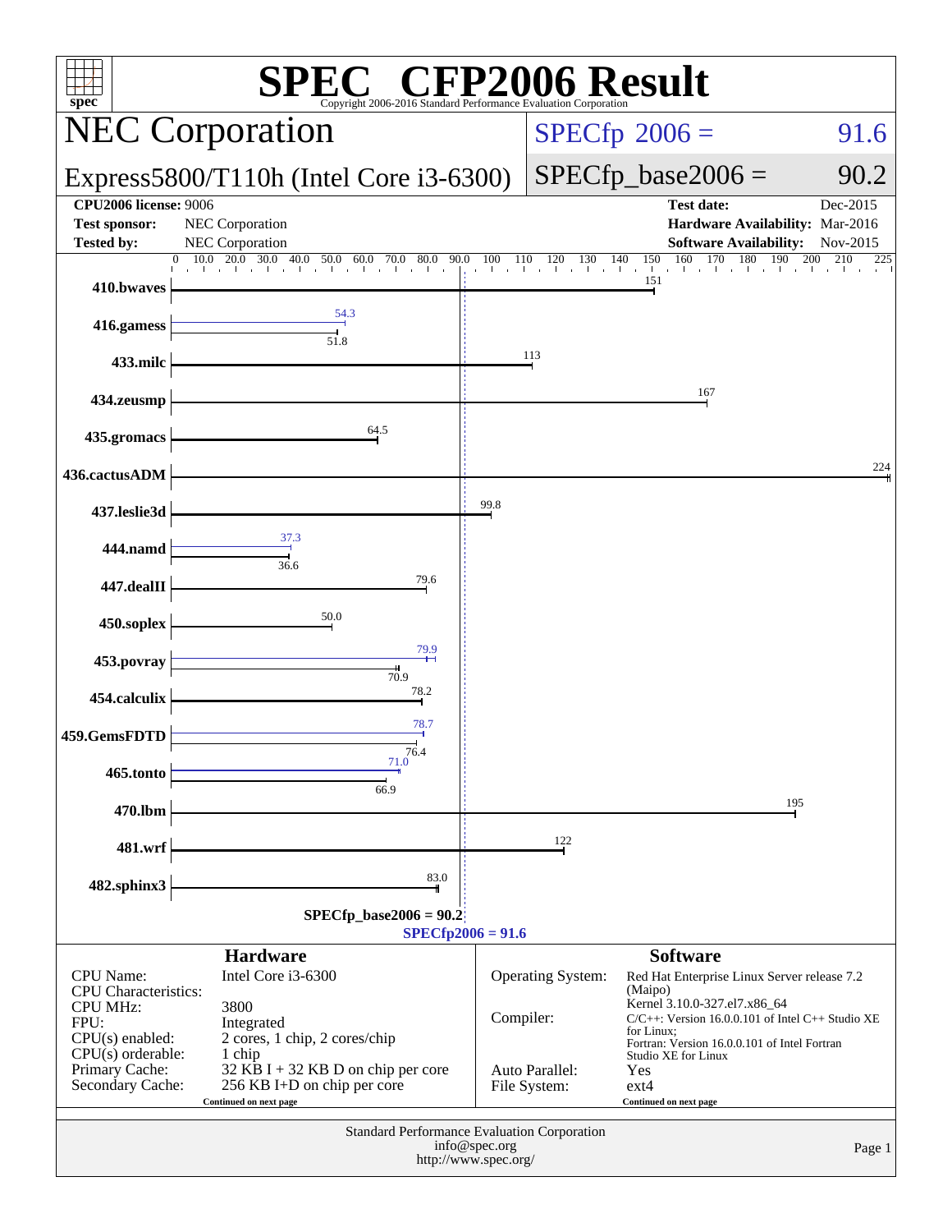# SPEC CFP2006 Result

Copyright 2006-2016 Standard Performance Evaluation Corporation

## NEC Corporation

## Express5800/T110h (Intel Core i3-6300)

**SPECfp 2006 = 91.6**

**SPECfp_base2006 = 90.2**

| | | | |
|---|---|---|---|
| **CPU2006 license:** 9006 | | **Test date:** | Dec-2015 |
| **Test sponsor:** | NEC Corporation | **Hardware Availability:** | Mar-2016 |
| **Tested by:** | NEC Corporation | **Software Availability:** | Nov-2015 |

| Benchmark | Base | Peak |
|---|---|---|
| 410.bwaves | 151 | |
| 416.gamess | 51.8 | 54.3 |
| 433.milc | 113 | |
| 434.zeusmp | 167 | |
| 435.gromacs | 64.5 | |
| 436.cactusADM | 224 | |
| 437.leslie3d | 99.8 | |
| 444.namd | 36.6 | 37.3 |
| 447.dealII | 79.6 | |
| 450.soplex | 50.0 | |
| 453.povray | 70.9 | 79.9 |
| 454.calculix | 78.2 | |
| 459.GemsFDTD | 76.4 | 78.7 |
| 465.tonto | 66.9 | 71.0 |
| 470.lbm | 195 | |
| 481.wrf | 122 | |
| 482.sphinx3 | 83.0 | |

SPECfp_base2006 = 90.2

SPECfp2006 = 91.6

### Hardware

| | |
|---|---|
| CPU Name: | Intel Core i3-6300 |
| CPU Characteristics: | |
| CPU MHz: | 3800 |
| FPU: | Integrated |
| CPU(s) enabled: | 2 cores, 1 chip, 2 cores/chip |
| CPU(s) orderable: | 1 chip |
| Primary Cache: | 32 KB I + 32 KB D on chip per core |
| Secondary Cache: | 256 KB I+D on chip per core |

Continued on next page

### Software

| | |
|---|---|
| Operating System: | Red Hat Enterprise Linux Server release 7.2 (Maipo) Kernel 3.10.0-327.el7.x86_64 |
| Compiler: | C/C++: Version 16.0.0.101 of Intel C++ Studio XE for Linux; Fortran: Version 16.0.0.101 of Intel Fortran Studio XE for Linux |
| Auto Parallel: | Yes |
| File System: | ext4 |

Continued on next page

Standard Performance Evaluation Corporation
info@spec.org
http://www.spec.org/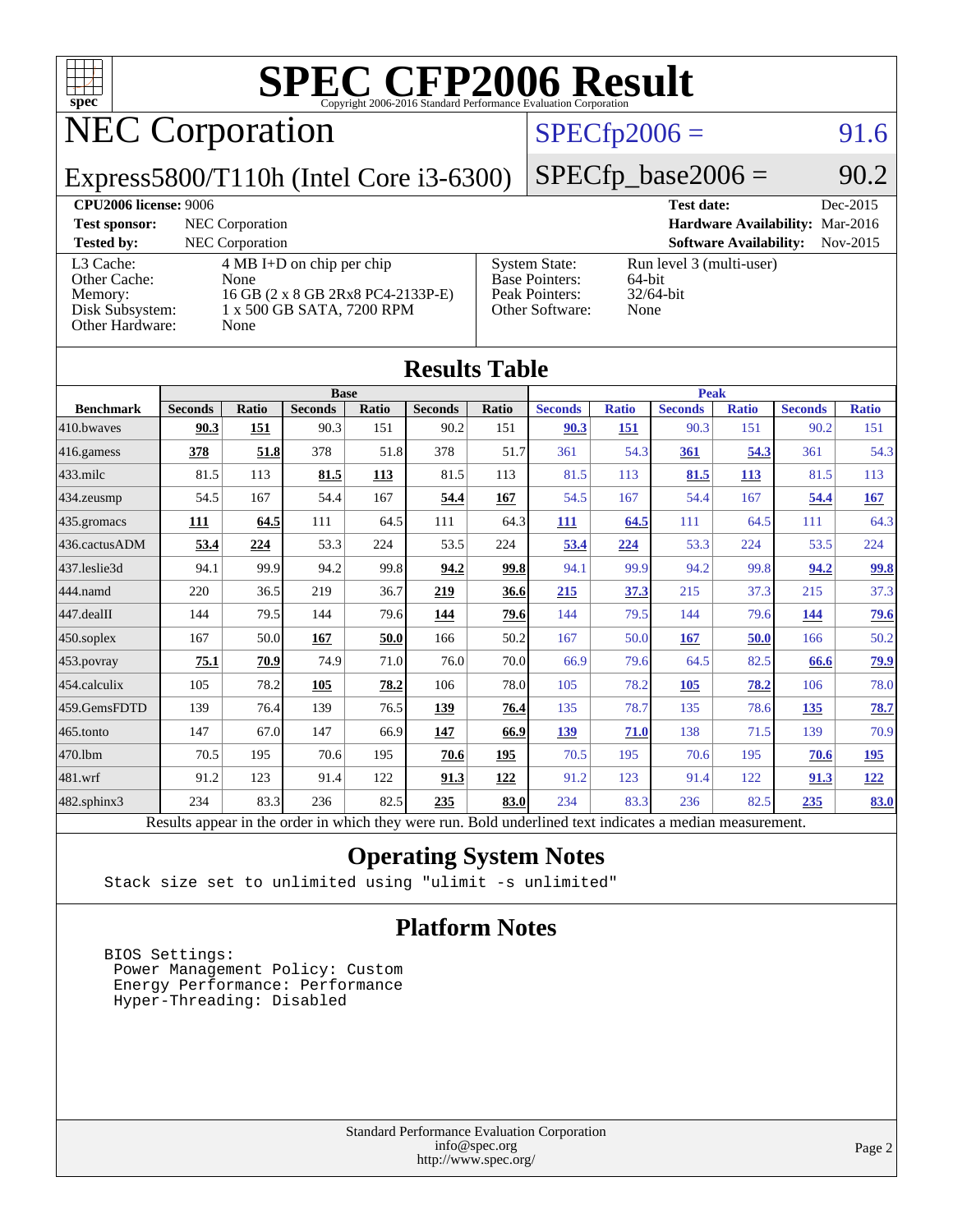# SPEC CFP2006 Result

Copyright 2006-2016 Standard Performance Evaluation Corporation

## NEC Corporation

## Express5800/T110h (Intel Core i3-6300)

SPECfp2006 = 91.6

SPECfp_base2006 = 90.2

| | | | |
|---|---|---|---|
| **CPU2006 license:** 9006 | | **Test date:** | Dec-2015 |
| **Test sponsor:** | NEC Corporation | **Hardware Availability:** | Mar-2016 |
| **Tested by:** | NEC Corporation | **Software Availability:** | Nov-2015 |

| | | | |
|---|---|---|---|
| L3 Cache: | 4 MB I+D on chip per chip | System State: | Run level 3 (multi-user) |
| Other Cache: | None | Base Pointers: | 64-bit |
| Memory: | 16 GB (2 x 8 GB 2Rx8 PC4-2133P-E) | Peak Pointers: | 32/64-bit |
| Disk Subsystem: | 1 x 500 GB SATA, 7200 RPM | Other Software: | None |
| Other Hardware: | None | | |

## Results Table

| | Base | | | | | | Peak | | | | | |
|---|---|---|---|---|---|---|---|---|---|---|---|---|
| **Benchmark** | **Seconds** | **Ratio** | **Seconds** | **Ratio** | **Seconds** | **Ratio** | **Seconds** | **Ratio** | **Seconds** | **Ratio** | **Seconds** | **Ratio** |
| 410.bwaves | **90.3** | **151** | 90.3 | 151 | 90.2 | 151 | **90.3** | **151** | 90.3 | 151 | 90.2 | 151 |
| 416.gamess | **378** | **51.8** | 378 | 51.8 | 378 | 51.7 | 361 | 54.3 | **361** | **54.3** | 361 | 54.3 |
| 433.milc | 81.5 | 113 | **81.5** | **113** | 81.5 | 113 | 81.5 | 113 | **81.5** | **113** | 81.5 | 113 |
| 434.zeusmp | 54.5 | 167 | 54.4 | 167 | **54.4** | **167** | 54.5 | 167 | 54.4 | 167 | **54.4** | **167** |
| 435.gromacs | **111** | **64.5** | 111 | 64.5 | 111 | 64.3 | **111** | **64.5** | 111 | 64.5 | 111 | 64.3 |
| 436.cactusADM | **53.4** | **224** | 53.3 | 224 | 53.5 | 224 | **53.4** | **224** | 53.3 | 224 | 53.5 | 224 |
| 437.leslie3d | 94.1 | 99.9 | 94.2 | 99.8 | **94.2** | **99.8** | 94.1 | 99.9 | 94.2 | 99.8 | **94.2** | **99.8** |
| 444.namd | 220 | 36.5 | 219 | 36.7 | **219** | **36.6** | **215** | **37.3** | 215 | 37.3 | 215 | 37.3 |
| 447.dealII | 144 | 79.5 | 144 | 79.6 | **144** | **79.6** | 144 | 79.5 | 144 | 79.6 | **144** | **79.6** |
| 450.soplex | 167 | 50.0 | **167** | **50.0** | 166 | 50.2 | 167 | 50.0 | **167** | **50.0** | 166 | 50.2 |
| 453.povray | **75.1** | **70.9** | 74.9 | 71.0 | 76.0 | 70.0 | 66.9 | 79.6 | 64.5 | 82.5 | **66.6** | **79.9** |
| 454.calculix | 105 | 78.2 | **105** | **78.2** | 106 | 78.0 | 105 | 78.2 | **105** | **78.2** | 106 | 78.0 |
| 459.GemsFDTD | 139 | 76.4 | 139 | 76.5 | **139** | **76.4** | 135 | 78.7 | 135 | 78.6 | **135** | **78.7** |
| 465.tonto | 147 | 67.0 | 147 | 66.9 | **147** | **66.9** | **139** | **71.0** | 138 | 71.5 | 139 | 70.9 |
| 470.lbm | 70.5 | 195 | 70.6 | 195 | **70.6** | **195** | 70.5 | 195 | 70.6 | 195 | **70.6** | **195** |
| 481.wrf | 91.2 | 123 | 91.4 | 122 | **91.3** | **122** | 91.2 | 123 | 91.4 | 122 | **91.3** | **122** |
| 482.sphinx3 | 234 | 83.3 | 236 | 82.5 | **235** | **83.0** | 234 | 83.3 | 236 | 82.5 | **235** | **83.0** |

Results appear in the order in which they were run. Bold underlined text indicates a median measurement.

## Operating System Notes

```
Stack size set to unlimited using "ulimit -s unlimited"
```

## Platform Notes

```
BIOS Settings:
 Power Management Policy: Custom
 Energy Performance: Performance
 Hyper-Threading: Disabled
```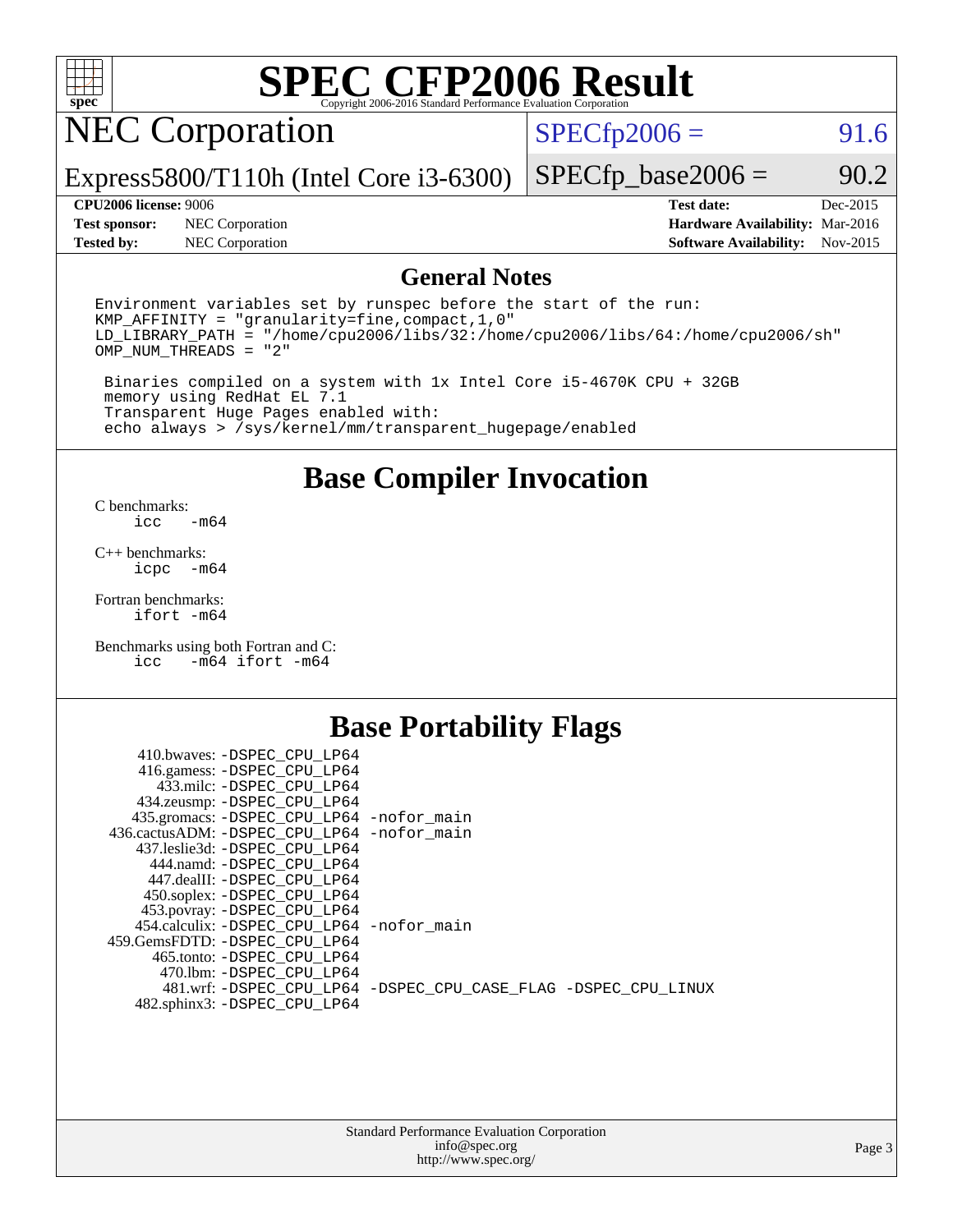# SPEC CFP2006 Result

Copyright 2006-2016 Standard Performance Evaluation Corporation

## NEC Corporation

Express5800/T110h (Intel Core i3-6300)

SPECfp2006 = 91.6

SPECfp_base2006 = 90.2

| | | | |
|---|---|---|---|
| **CPU2006 license:** 9006 | | **Test date:** | Dec-2015 |
| **Test sponsor:** | NEC Corporation | **Hardware Availability:** | Mar-2016 |
| **Tested by:** | NEC Corporation | **Software Availability:** | Nov-2015 |

## General Notes

```
Environment variables set by runspec before the start of the run:
KMP_AFFINITY = "granularity=fine,compact,1,0"
LD_LIBRARY_PATH = "/home/cpu2006/libs/32:/home/cpu2006/libs/64:/home/cpu2006/sh"
OMP_NUM_THREADS = "2"

 Binaries compiled on a system with 1x Intel Core i5-4670K CPU + 32GB
 memory using RedHat EL 7.1
 Transparent Huge Pages enabled with:
 echo always > /sys/kernel/mm/transparent_hugepage/enabled
```

## Base Compiler Invocation

C benchmarks:
```
icc   -m64
```

C++ benchmarks:
```
icpc  -m64
```

Fortran benchmarks:
```
ifort -m64
```

Benchmarks using both Fortran and C:
```
icc   -m64 ifort -m64
```

## Base Portability Flags

```
    410.bwaves: -DSPEC_CPU_LP64
    416.gamess: -DSPEC_CPU_LP64
      433.milc: -DSPEC_CPU_LP64
    434.zeusmp: -DSPEC_CPU_LP64
   435.gromacs: -DSPEC_CPU_LP64 -nofor_main
  436.cactusADM: -DSPEC_CPU_LP64 -nofor_main
   437.leslie3d: -DSPEC_CPU_LP64
      444.namd: -DSPEC_CPU_LP64
    447.dealII: -DSPEC_CPU_LP64
    450.soplex: -DSPEC_CPU_LP64
    453.povray: -DSPEC_CPU_LP64
   454.calculix: -DSPEC_CPU_LP64 -nofor_main
  459.GemsFDTD: -DSPEC_CPU_LP64
     465.tonto: -DSPEC_CPU_LP64
       470.lbm: -DSPEC_CPU_LP64
       481.wrf: -DSPEC_CPU_LP64 -DSPEC_CPU_CASE_FLAG -DSPEC_CPU_LINUX
   482.sphinx3: -DSPEC_CPU_LP64
```

Standard Performance Evaluation Corporation
info@spec.org
http://www.spec.org/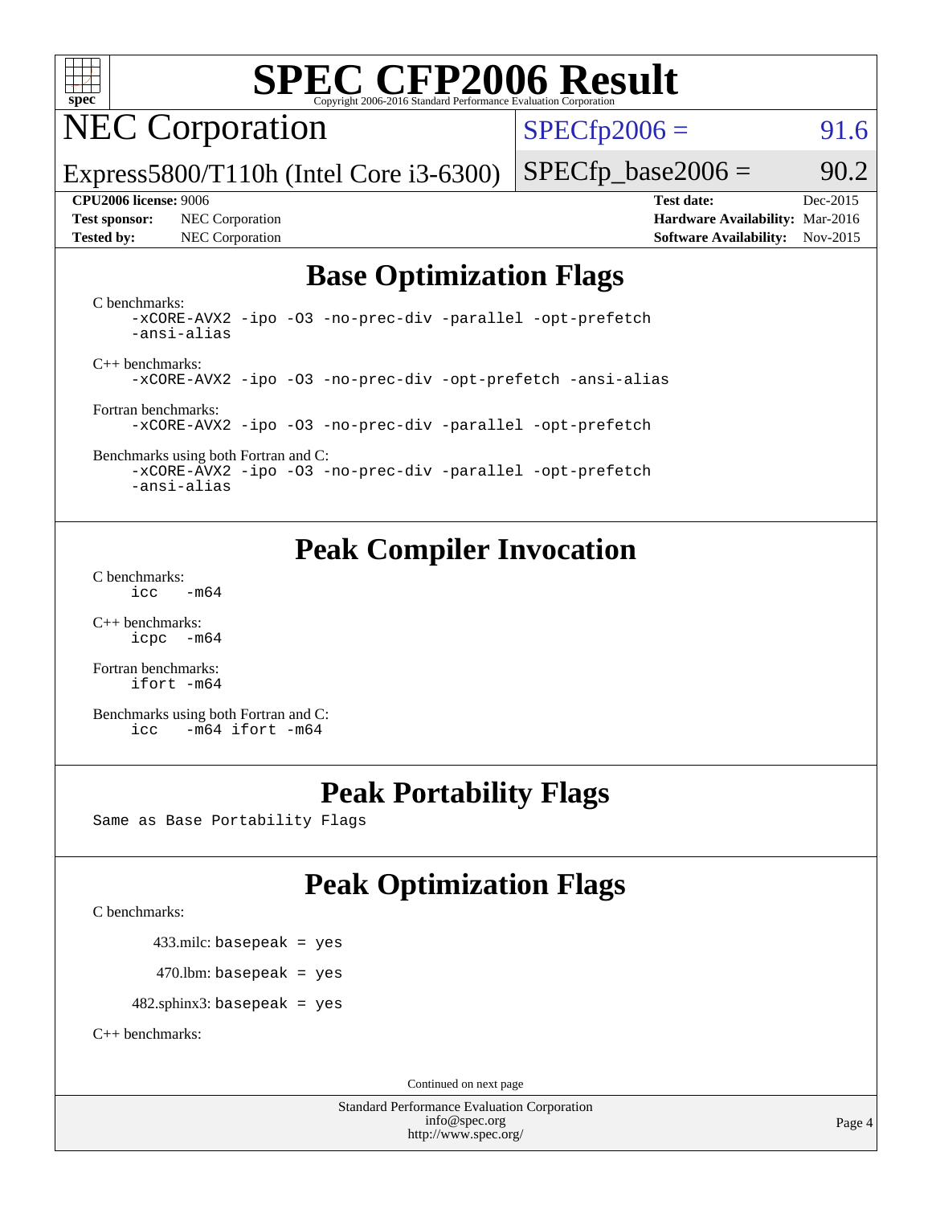# SPEC CFP2006 Result

Copyright 2006-2016 Standard Performance Evaluation Corporation

## NEC Corporation

Express5800/T110h (Intel Core i3-6300)

SPECfp2006 = 91.6

SPECfp_base2006 = 90.2

**CPU2006 license:** 9006

**Test sponsor:** NEC Corporation

**Tested by:** NEC Corporation

**Test date:** Dec-2015

**Hardware Availability:** Mar-2016

**Software Availability:** Nov-2015

## Base Optimization Flags

C benchmarks:

```
-xCORE-AVX2 -ipo -O3 -no-prec-div -parallel -opt-prefetch
-ansi-alias
```

C++ benchmarks:

```
-xCORE-AVX2 -ipo -O3 -no-prec-div -opt-prefetch -ansi-alias
```

Fortran benchmarks:

```
-xCORE-AVX2 -ipo -O3 -no-prec-div -parallel -opt-prefetch
```

Benchmarks using both Fortran and C:

```
-xCORE-AVX2 -ipo -O3 -no-prec-div -parallel -opt-prefetch
-ansi-alias
```

## Peak Compiler Invocation

C benchmarks:

```
icc   -m64
```

C++ benchmarks:

```
icpc  -m64
```

Fortran benchmarks:

```
ifort -m64
```

Benchmarks using both Fortran and C:

```
icc   -m64 ifort -m64
```

## Peak Portability Flags

Same as Base Portability Flags

## Peak Optimization Flags

C benchmarks:

433.milc: basepeak = yes

470.lbm: basepeak = yes

482.sphinx3: basepeak = yes

C++ benchmarks:

Continued on next page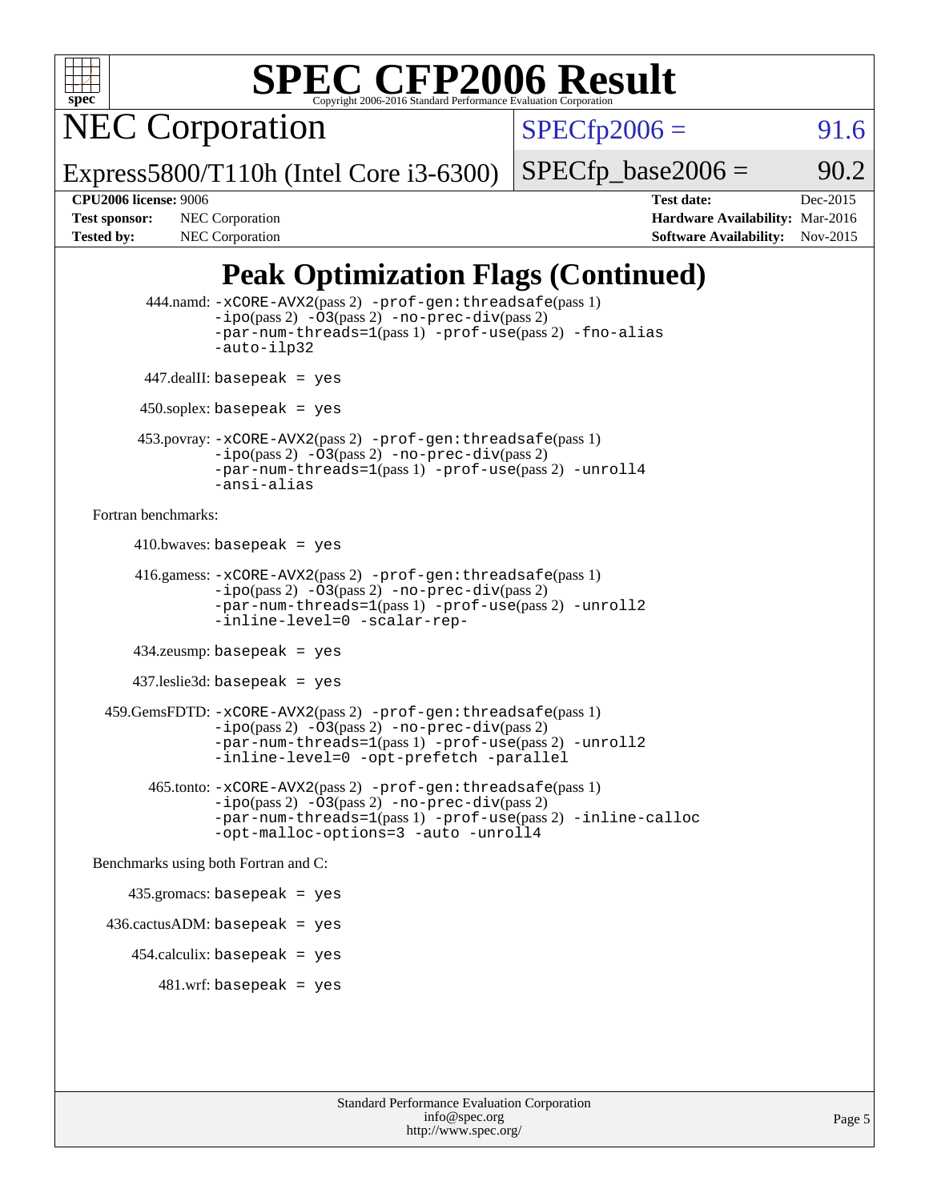# SPEC CFP2006 Result

Copyright 2006-2016 Standard Performance Evaluation Corporation

## NEC Corporation

Express5800/T110h (Intel Core i3-6300)

SPECfp2006 = 91.6

SPECfp_base2006 = 90.2

**CPU2006 license:** 9006
**Test sponsor:** NEC Corporation
**Tested by:** NEC Corporation

**Test date:** Dec-2015
**Hardware Availability:** Mar-2016
**Software Availability:** Nov-2015

## Peak Optimization Flags (Continued)

444.namd: `-xCORE-AVX2`(pass 2) `-prof-gen:threadsafe`(pass 1) `-ipo`(pass 2) `-O3`(pass 2) `-no-prec-div`(pass 2) `-par-num-threads=1`(pass 1) `-prof-use`(pass 2) `-fno-alias` `-auto-ilp32`

447.dealII: `basepeak = yes`

450.soplex: `basepeak = yes`

453.povray: `-xCORE-AVX2`(pass 2) `-prof-gen:threadsafe`(pass 1) `-ipo`(pass 2) `-O3`(pass 2) `-no-prec-div`(pass 2) `-par-num-threads=1`(pass 1) `-prof-use`(pass 2) `-unroll4` `-ansi-alias`

Fortran benchmarks:

410.bwaves: `basepeak = yes`

416.gamess: `-xCORE-AVX2`(pass 2) `-prof-gen:threadsafe`(pass 1) `-ipo`(pass 2) `-O3`(pass 2) `-no-prec-div`(pass 2) `-par-num-threads=1`(pass 1) `-prof-use`(pass 2) `-unroll2` `-inline-level=0` `-scalar-rep-`

434.zeusmp: `basepeak = yes`

437.leslie3d: `basepeak = yes`

459.GemsFDTD: `-xCORE-AVX2`(pass 2) `-prof-gen:threadsafe`(pass 1) `-ipo`(pass 2) `-O3`(pass 2) `-no-prec-div`(pass 2) `-par-num-threads=1`(pass 1) `-prof-use`(pass 2) `-unroll2` `-inline-level=0` `-opt-prefetch` `-parallel`

465.tonto: `-xCORE-AVX2`(pass 2) `-prof-gen:threadsafe`(pass 1) `-ipo`(pass 2) `-O3`(pass 2) `-no-prec-div`(pass 2) `-par-num-threads=1`(pass 1) `-prof-use`(pass 2) `-inline-calloc` `-opt-malloc-options=3` `-auto` `-unroll4`

Benchmarks using both Fortran and C:

435.gromacs: `basepeak = yes`

436.cactusADM: `basepeak = yes`

454.calculix: `basepeak = yes`

481.wrf: `basepeak = yes`

Standard Performance Evaluation Corporation
info@spec.org
http://www.spec.org/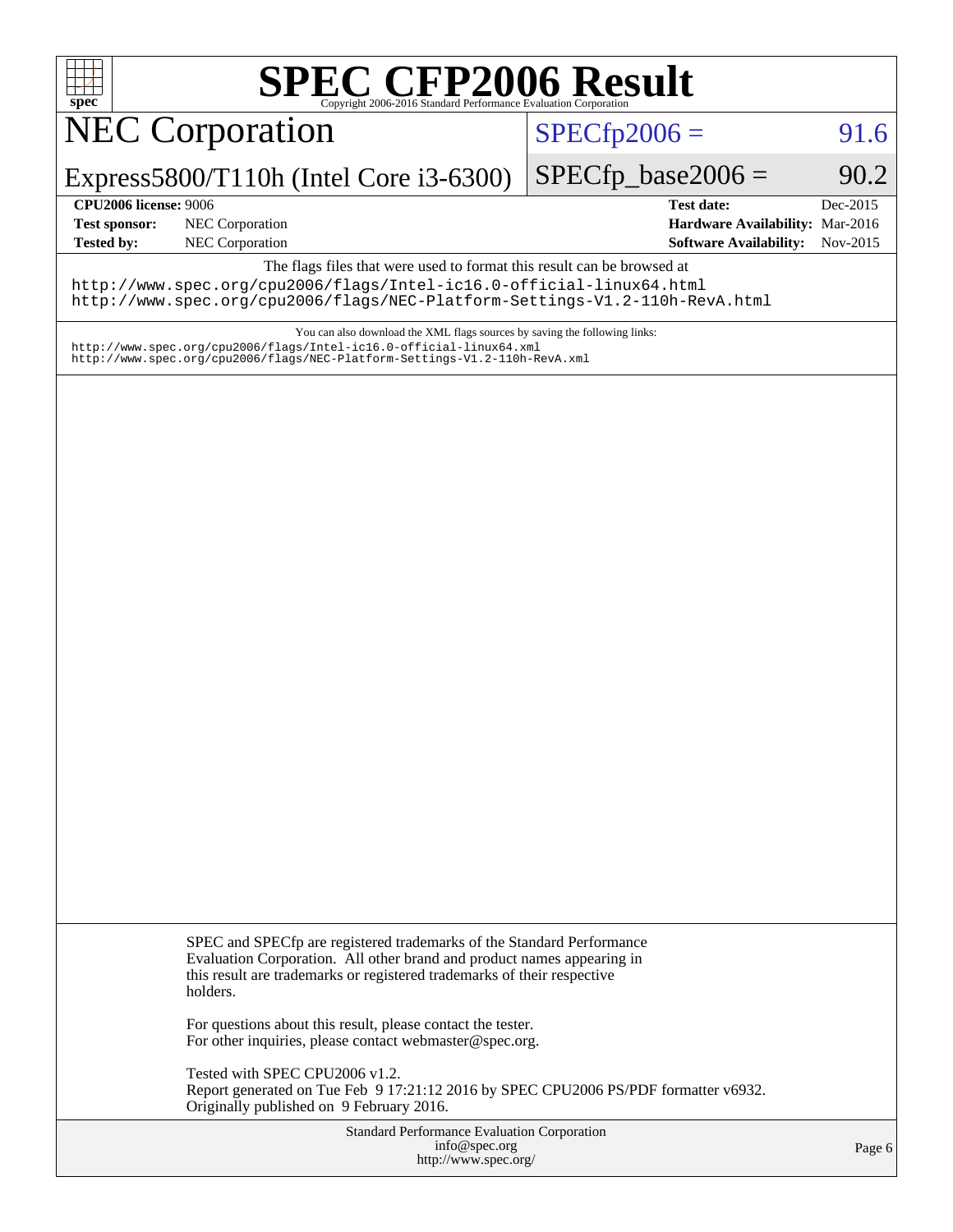# SPEC CFP2006 Result

Copyright 2006-2016 Standard Performance Evaluation Corporation

## NEC Corporation

## Express5800/T110h (Intel Core i3-6300)

SPECfp2006 = 91.6

SPECfp_base2006 = 90.2

| | | | |
|---|---|---|---|
| **CPU2006 license:** 9006 | | **Test date:** | Dec-2015 |
| **Test sponsor:** | NEC Corporation | **Hardware Availability:** | Mar-2016 |
| **Tested by:** | NEC Corporation | **Software Availability:** | Nov-2015 |

The flags files that were used to format this result can be browsed at

http://www.spec.org/cpu2006/flags/Intel-ic16.0-official-linux64.html
http://www.spec.org/cpu2006/flags/NEC-Platform-Settings-V1.2-110h-RevA.html

You can also download the XML flags sources by saving the following links:

http://www.spec.org/cpu2006/flags/Intel-ic16.0-official-linux64.xml
http://www.spec.org/cpu2006/flags/NEC-Platform-Settings-V1.2-110h-RevA.xml

SPEC and SPECfp are registered trademarks of the Standard Performance Evaluation Corporation. All other brand and product names appearing in this result are trademarks or registered trademarks of their respective holders.

For questions about this result, please contact the tester.
For other inquiries, please contact webmaster@spec.org.

Tested with SPEC CPU2006 v1.2.
Report generated on Tue Feb 9 17:21:12 2016 by SPEC CPU2006 PS/PDF formatter v6932.
Originally published on 9 February 2016.

Standard Performance Evaluation Corporation
info@spec.org
http://www.spec.org/